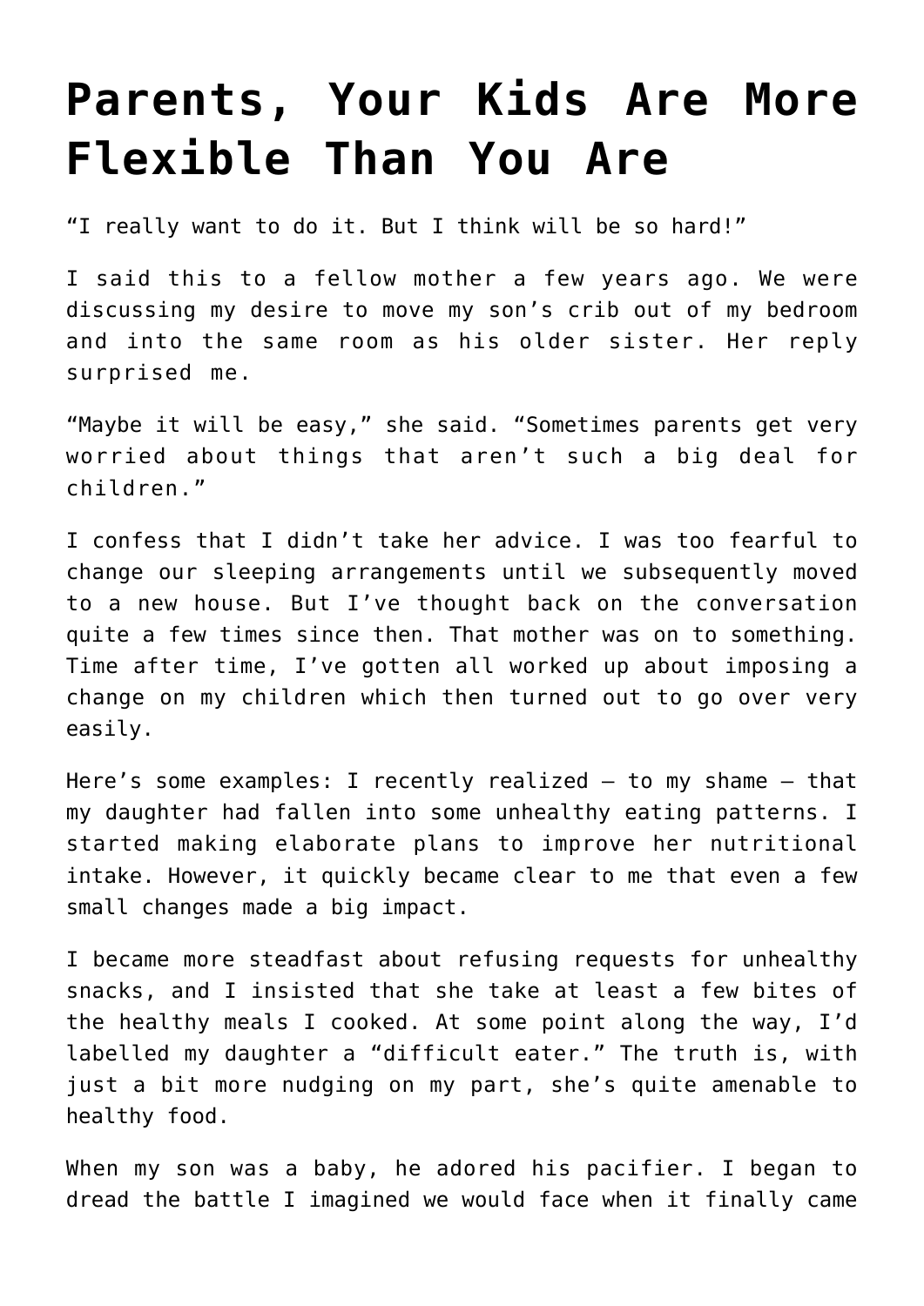# Parents, Your Kids Are More Flexible Than You Are

"I really want to do it. But I think will be so hard!"

I said this to a fellow mother a few years ago. We were discussing my desire to move my son's crib out of my bedroom and into the same room as his older sister. Her reply surprised me.

"Maybe it will be easy," she said. "Sometimes parents get very worried about things that aren't such a big deal for children."

I confess that I didn't take her advice. I was too fearful to change our sleeping arrangements until we subsequently moved to a new house. But I've thought back on the conversation quite a few times since then. That mother was on to something. Time after time, I've gotten all worked up about imposing a change on my children which then turned out to go over very easily.

Here's some examples: I recently realized – to my shame – that my daughter had fallen into some unhealthy eating patterns. I started making elaborate plans to improve her nutritional intake. However, it quickly became clear to me that even a few small changes made a big impact.

I became more steadfast about refusing requests for unhealthy snacks, and I insisted that she take at least a few bites of the healthy meals I cooked. At some point along the way, I'd labelled my daughter a "difficult eater." The truth is, with just a bit more nudging on my part, she's quite amenable to healthy food.

When my son was a baby, he adored his pacifier. I began to dread the battle I imagined we would face when it finally came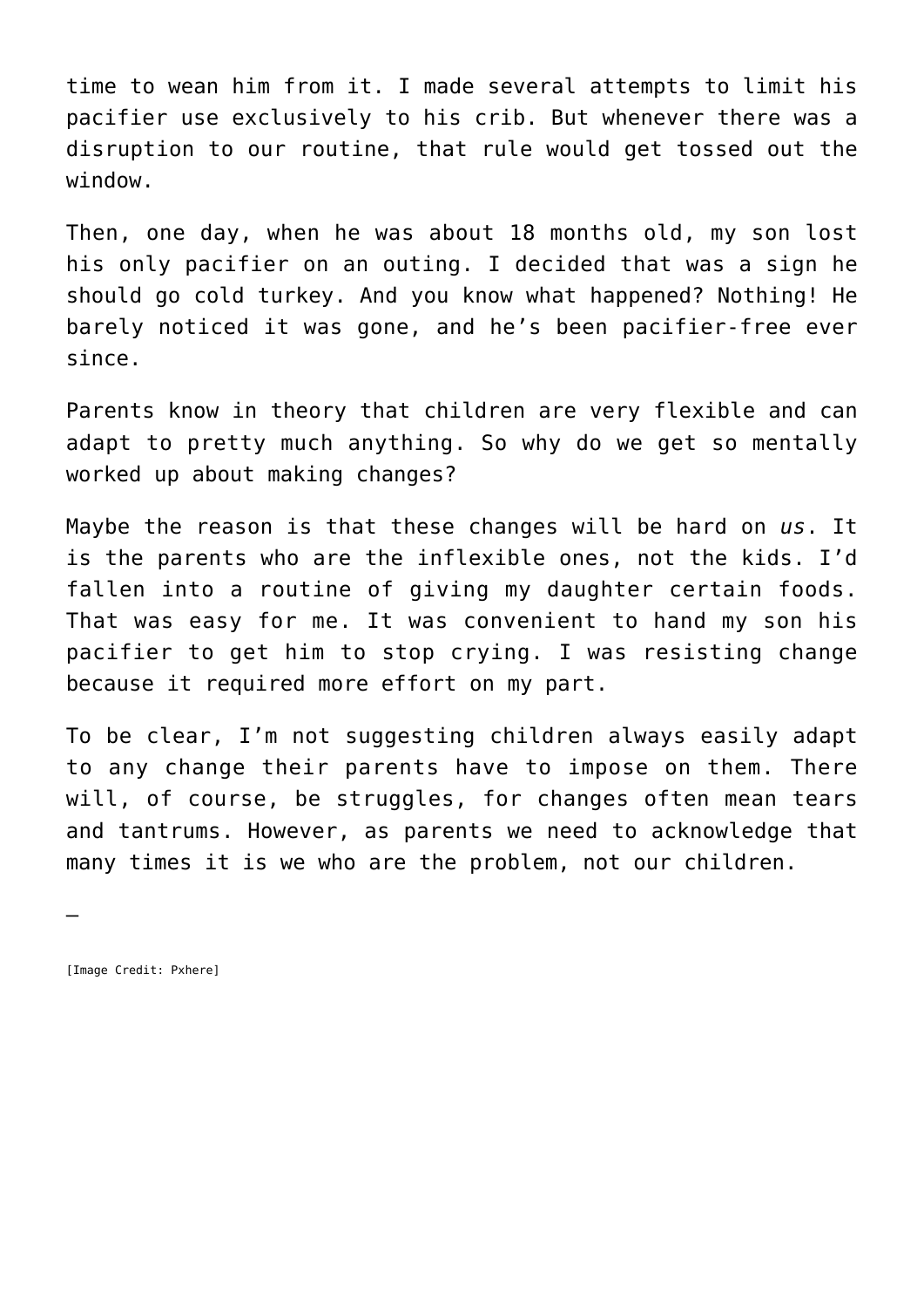time to wean him from it. I made several attempts to limit his pacifier use exclusively to his crib. But whenever there was a disruption to our routine, that rule would get tossed out the window.

Then, one day, when he was about 18 months old, my son lost his only pacifier on an outing. I decided that was a sign he should go cold turkey. And you know what happened? Nothing! He barely noticed it was gone, and he's been pacifier-free ever since.

Parents know in theory that children are very flexible and can adapt to pretty much anything. So why do we get so mentally worked up about making changes?

Maybe the reason is that these changes will be hard on *us*. It is the parents who are the inflexible ones, not the kids. I'd fallen into a routine of giving my daughter certain foods. That was easy for me. It was convenient to hand my son his pacifier to get him to stop crying. I was resisting change because it required more effort on my part.

To be clear, I'm not suggesting children always easily adapt to any change their parents have to impose on them. There will, of course, be struggles, for changes often mean tears and tantrums. However, as parents we need to acknowledge that many times it is we who are the problem, not our children.

—

[Image Credit: Pxhere]